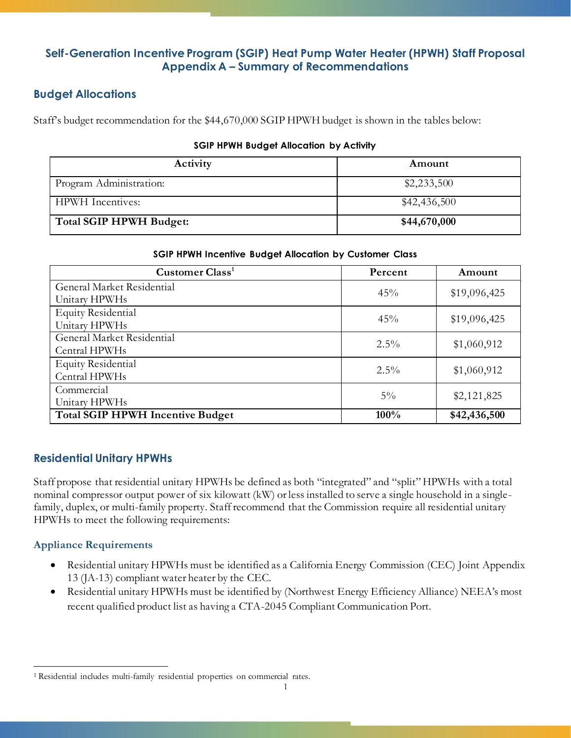# Self-Generation Incentive Program (SGIP) Heat Pump Water Heater (HPWH) Staff Proposal Appendix A – Summary of Recommendations

## Budget Allocations

Staff's budget recommendation for the $44,670,000 SGIP HPWH budget is shown in the tables below:

**SGIP HPWH Budget Allocation by Activity**

| Activity | Amount |
|---|---|
| Program Administration: | $2,233,500 |
| HPWH Incentives: | $42,436,500 |
| **Total SGIP HPWH Budget:** | **$44,670,000** |

**SGIP HPWH Incentive Budget Allocation by Customer Class**

| Customer Class[1] | Percent | Amount |
|---|---|---|
| General Market Residential Unitary HPWHs | 45% | $19,096,425 |
| Equity Residential Unitary HPWHs | 45% | $19,096,425 |
| General Market Residential Central HPWHs | 2.5% | $1,060,912 |
| Equity Residential Central HPWHs | 2.5% | $1,060,912 |
| Commercial Unitary HPWHs | 5% | $2,121,825 |
| **Total SGIP HPWH Incentive Budget** | **100%** | **$42,436,500** |

## Residential Unitary HPWHs

Staff propose that residential unitary HPWHs be defined as both "integrated" and "split" HPWHs with a total nominal compressor output power of six kilowatt (kW) or less installed to serve a single household in a single-family, duplex, or multi-family property. Staff recommend that the Commission require all residential unitary HPWHs to meet the following requirements:

### Appliance Requirements

- Residential unitary HPWHs must be identified as a California Energy Commission (CEC) Joint Appendix 13 (JA-13) compliant water heater by the CEC.
- Residential unitary HPWHs must be identified by (Northwest Energy Efficiency Alliance) NEEA's most recent qualified product list as having a CTA-2045 Compliant Communication Port.

[1] Residential includes multi-family residential properties on commercial rates.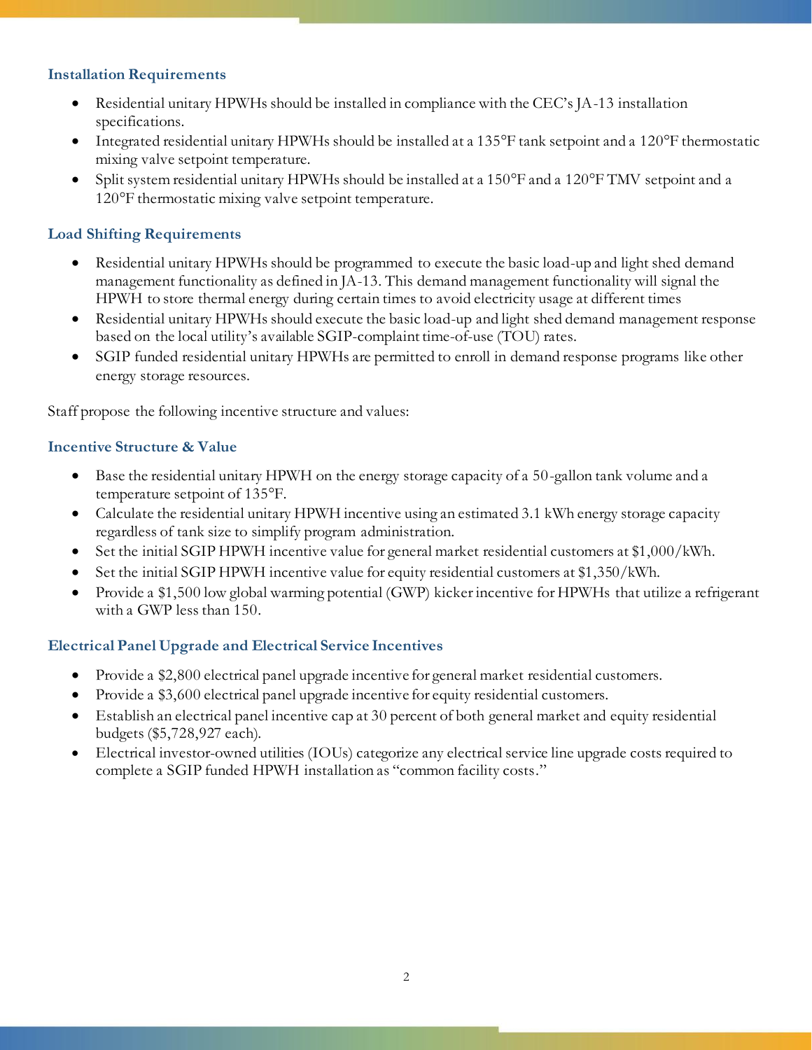### Installation Requirements

- Residential unitary HPWHs should be installed in compliance with the CEC's JA-13 installation specifications.
- Integrated residential unitary HPWHs should be installed at a 135°F tank setpoint and a 120°F thermostatic mixing valve setpoint temperature.
- Split system residential unitary HPWHs should be installed at a 150°F and a 120°F TMV setpoint and a 120°F thermostatic mixing valve setpoint temperature.

### Load Shifting Requirements

- Residential unitary HPWHs should be programmed to execute the basic load-up and light shed demand management functionality as defined in JA-13. This demand management functionality will signal the HPWH to store thermal energy during certain times to avoid electricity usage at different times
- Residential unitary HPWHs should execute the basic load-up and light shed demand management response based on the local utility's available SGIP-complaint time-of-use (TOU) rates.
- SGIP funded residential unitary HPWHs are permitted to enroll in demand response programs like other energy storage resources.

Staff propose the following incentive structure and values:

### Incentive Structure & Value

- Base the residential unitary HPWH on the energy storage capacity of a 50-gallon tank volume and a temperature setpoint of 135°F.
- Calculate the residential unitary HPWH incentive using an estimated 3.1 kWh energy storage capacity regardless of tank size to simplify program administration.
- Set the initial SGIP HPWH incentive value for general market residential customers at $1,000/kWh.
- Set the initial SGIP HPWH incentive value for equity residential customers at $1,350/kWh.
- Provide a $1,500 low global warming potential (GWP) kicker incentive for HPWHs that utilize a refrigerant with a GWP less than 150.

### Electrical Panel Upgrade and Electrical Service Incentives

- Provide a $2,800 electrical panel upgrade incentive for general market residential customers.
- Provide a $3,600 electrical panel upgrade incentive for equity residential customers.
- Establish an electrical panel incentive cap at 30 percent of both general market and equity residential budgets ($5,728,927 each).
- Electrical investor-owned utilities (IOUs) categorize any electrical service line upgrade costs required to complete a SGIP funded HPWH installation as "common facility costs."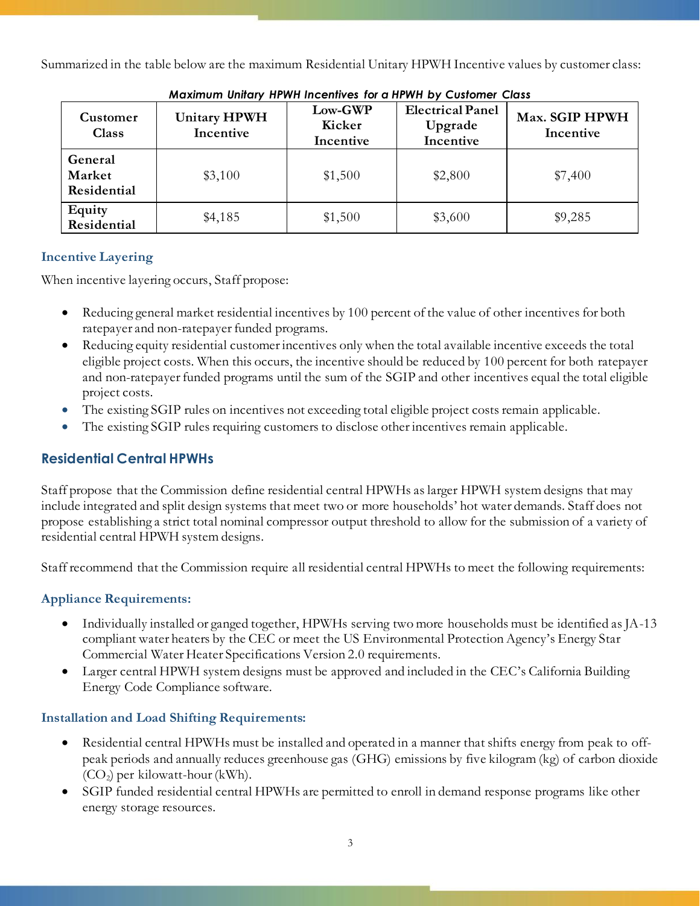Summarized in the table below are the maximum Residential Unitary HPWH Incentive values by customer class:

***Maximum Unitary HPWH Incentives for a HPWH by Customer Class***

| Customer Class | Unitary HPWH Incentive | Low-GWP Kicker Incentive | Electrical Panel Upgrade Incentive | Max. SGIP HPWH Incentive |
|---|---|---|---|---|
| **General Market Residential** | $3,100 | $1,500 | $2,800 | $7,400 |
| **Equity Residential** | $4,185 | $1,500 | $3,600 | $9,285 |

### Incentive Layering

When incentive layering occurs, Staff propose:

- Reducing general market residential incentives by 100 percent of the value of other incentives for both ratepayer and non-ratepayer funded programs.
- Reducing equity residential customer incentives only when the total available incentive exceeds the total eligible project costs. When this occurs, the incentive should be reduced by 100 percent for both ratepayer and non-ratepayer funded programs until the sum of the SGIP and other incentives equal the total eligible project costs.
- The existing SGIP rules on incentives not exceeding total eligible project costs remain applicable.
- The existing SGIP rules requiring customers to disclose other incentives remain applicable.

## Residential Central HPWHs

Staff propose that the Commission define residential central HPWHs as larger HPWH system designs that may include integrated and split design systems that meet two or more households' hot water demands. Staff does not propose establishing a strict total nominal compressor output threshold to allow for the submission of a variety of residential central HPWH system designs.

Staff recommend that the Commission require all residential central HPWHs to meet the following requirements:

### Appliance Requirements:

- Individually installed or ganged together, HPWHs serving two more households must be identified as JA-13 compliant water heaters by the CEC or meet the US Environmental Protection Agency's Energy Star Commercial Water Heater Specifications Version 2.0 requirements.
- Larger central HPWH system designs must be approved and included in the CEC's California Building Energy Code Compliance software.

### Installation and Load Shifting Requirements:

- Residential central HPWHs must be installed and operated in a manner that shifts energy from peak to off-peak periods and annually reduces greenhouse gas (GHG) emissions by five kilogram (kg) of carbon dioxide ($CO_2$) per kilowatt-hour (kWh).
- SGIP funded residential central HPWHs are permitted to enroll in demand response programs like other energy storage resources.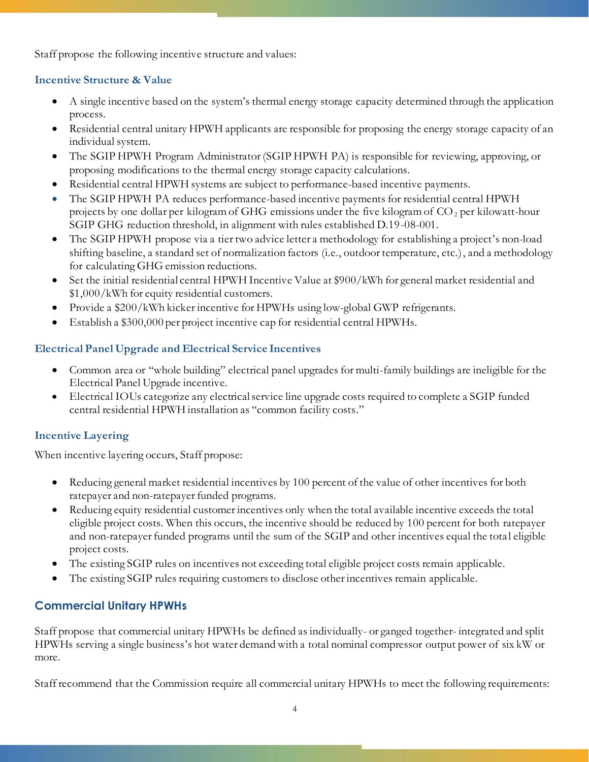Staff propose the following incentive structure and values:

### Incentive Structure & Value

- A single incentive based on the system's thermal energy storage capacity determined through the application process.
- Residential central unitary HPWH applicants are responsible for proposing the energy storage capacity of an individual system.
- The SGIP HPWH Program Administrator (SGIP HPWH PA) is responsible for reviewing, approving, or proposing modifications to the thermal energy storage capacity calculations.
- Residential central HPWH systems are subject to performance-based incentive payments.
- The SGIP HPWH PA reduces performance-based incentive payments for residential central HPWH projects by one dollar per kilogram of GHG emissions under the five kilogram of $CO_2$ per kilowatt-hour SGIP GHG reduction threshold, in alignment with rules established D.19-08-001.
- The SGIP HPWH propose via a tier two advice letter a methodology for establishing a project's non-load shifting baseline, a standard set of normalization factors (i.e., outdoor temperature, etc.), and a methodology for calculating GHG emission reductions.
- Set the initial residential central HPWH Incentive Value at \$900/kWh for general market residential and \$1,000/kWh for equity residential customers.
- Provide a \$200/kWh kicker incentive for HPWHs using low-global GWP refrigerants.
- Establish a \$300,000 per project incentive cap for residential central HPWHs.

### Electrical Panel Upgrade and Electrical Service Incentives

- Common area or "whole building" electrical panel upgrades for multi-family buildings are ineligible for the Electrical Panel Upgrade incentive.
- Electrical IOUs categorize any electrical service line upgrade costs required to complete a SGIP funded central residential HPWH installation as "common facility costs."

### Incentive Layering

When incentive layering occurs, Staff propose:

- Reducing general market residential incentives by 100 percent of the value of other incentives for both ratepayer and non-ratepayer funded programs.
- Reducing equity residential customer incentives only when the total available incentive exceeds the total eligible project costs. When this occurs, the incentive should be reduced by 100 percent for both ratepayer and non-ratepayer funded programs until the sum of the SGIP and other incentives equal the total eligible project costs.
- The existing SGIP rules on incentives not exceeding total eligible project costs remain applicable.
- The existing SGIP rules requiring customers to disclose other incentives remain applicable.

## Commercial Unitary HPWHs

Staff propose that commercial unitary HPWHs be defined as individually- or ganged together- integrated and split HPWHs serving a single business's hot water demand with a total nominal compressor output power of six kW or more.

Staff recommend that the Commission require all commercial unitary HPWHs to meet the following requirements: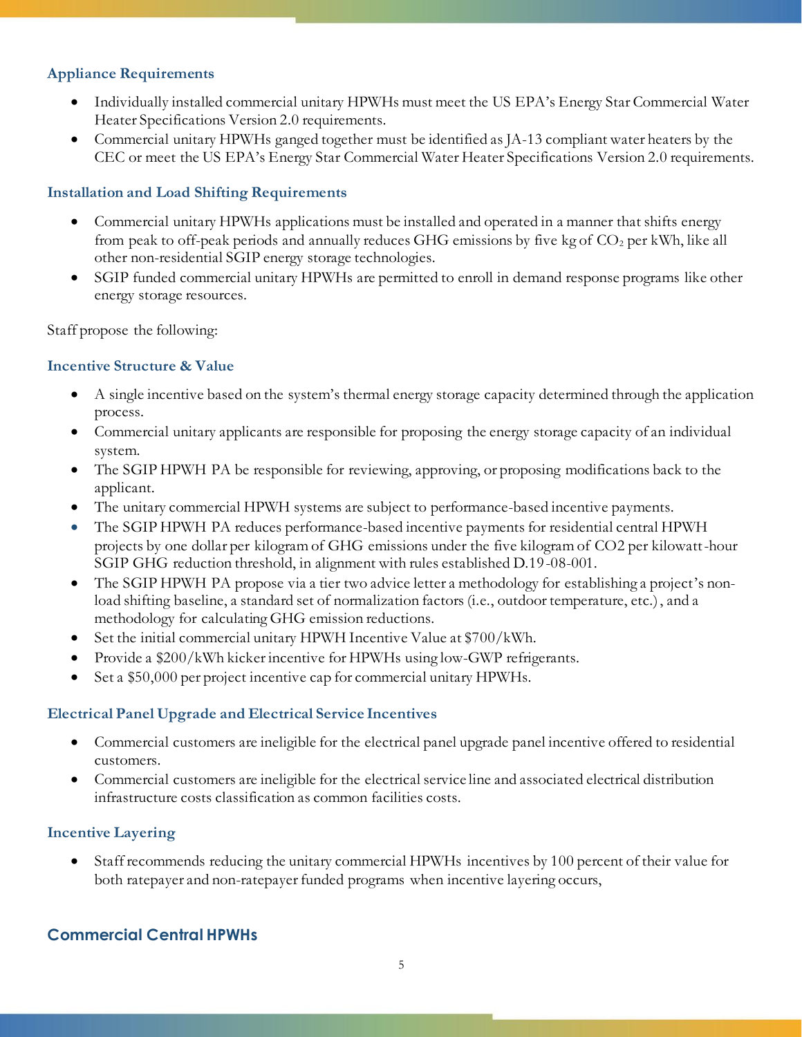### Appliance Requirements

- Individually installed commercial unitary HPWHs must meet the US EPA's Energy Star Commercial Water Heater Specifications Version 2.0 requirements.
- Commercial unitary HPWHs ganged together must be identified as JA-13 compliant water heaters by the CEC or meet the US EPA's Energy Star Commercial Water Heater Specifications Version 2.0 requirements.

### Installation and Load Shifting Requirements

- Commercial unitary HPWHs applications must be installed and operated in a manner that shifts energy from peak to off-peak periods and annually reduces GHG emissions by five kg of $CO_2$ per kWh, like all other non-residential SGIP energy storage technologies.
- SGIP funded commercial unitary HPWHs are permitted to enroll in demand response programs like other energy storage resources.

Staff propose the following:

### Incentive Structure & Value

- A single incentive based on the system's thermal energy storage capacity determined through the application process.
- Commercial unitary applicants are responsible for proposing the energy storage capacity of an individual system.
- The SGIP HPWH PA be responsible for reviewing, approving, or proposing modifications back to the applicant.
- The unitary commercial HPWH systems are subject to performance-based incentive payments.
- The SGIP HPWH PA reduces performance-based incentive payments for residential central HPWH projects by one dollar per kilogram of GHG emissions under the five kilogram of $CO_2$ per kilowatt-hour SGIP GHG reduction threshold, in alignment with rules established D.19-08-001.
- The SGIP HPWH PA propose via a tier two advice letter a methodology for establishing a project's non-load shifting baseline, a standard set of normalization factors (i.e., outdoor temperature, etc.), and a methodology for calculating GHG emission reductions.
- Set the initial commercial unitary HPWH Incentive Value at $700/kWh.
- Provide a $200/kWh kicker incentive for HPWHs using low-GWP refrigerants.
- Set a $50,000 per project incentive cap for commercial unitary HPWHs.

### Electrical Panel Upgrade and Electrical Service Incentives

- Commercial customers are ineligible for the electrical panel upgrade panel incentive offered to residential customers.
- Commercial customers are ineligible for the electrical service line and associated electrical distribution infrastructure costs classification as common facilities costs.

### Incentive Layering

- Staff recommends reducing the unitary commercial HPWHs incentives by 100 percent of their value for both ratepayer and non-ratepayer funded programs when incentive layering occurs,

## Commercial Central HPWHs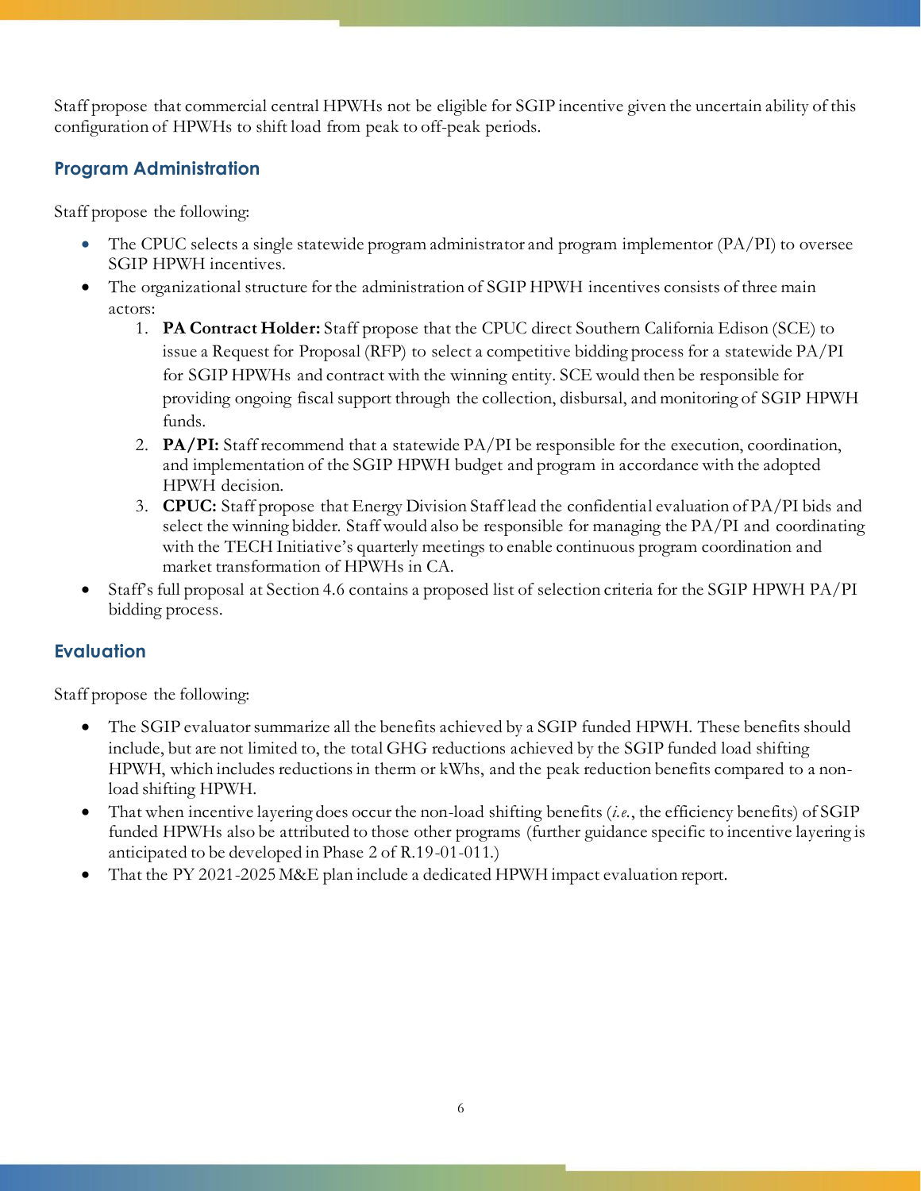Staff propose that commercial central HPWHs not be eligible for SGIP incentive given the uncertain ability of this configuration of HPWHs to shift load from peak to off-peak periods.

## Program Administration

Staff propose the following:

- The CPUC selects a single statewide program administrator and program implementor (PA/PI) to oversee SGIP HPWH incentives.
- The organizational structure for the administration of SGIP HPWH incentives consists of three main actors:
    1. **PA Contract Holder:** Staff propose that the CPUC direct Southern California Edison (SCE) to issue a Request for Proposal (RFP) to select a competitive bidding process for a statewide PA/PI for SGIP HPWHs and contract with the winning entity. SCE would then be responsible for providing ongoing fiscal support through the collection, disbursal, and monitoring of SGIP HPWH funds.
    2. **PA/PI:** Staff recommend that a statewide PA/PI be responsible for the execution, coordination, and implementation of the SGIP HPWH budget and program in accordance with the adopted HPWH decision.
    3. **CPUC:** Staff propose that Energy Division Staff lead the confidential evaluation of PA/PI bids and select the winning bidder. Staff would also be responsible for managing the PA/PI and coordinating with the TECH Initiative's quarterly meetings to enable continuous program coordination and market transformation of HPWHs in CA.
- Staff's full proposal at Section 4.6 contains a proposed list of selection criteria for the SGIP HPWH PA/PI bidding process.

## Evaluation

Staff propose the following:

- The SGIP evaluator summarize all the benefits achieved by a SGIP funded HPWH. These benefits should include, but are not limited to, the total GHG reductions achieved by the SGIP funded load shifting HPWH, which includes reductions in therm or kWhs, and the peak reduction benefits compared to a non-load shifting HPWH.
- That when incentive layering does occur the non-load shifting benefits (*i.e.*, the efficiency benefits) of SGIP funded HPWHs also be attributed to those other programs (further guidance specific to incentive layering is anticipated to be developed in Phase 2 of R.19-01-011.)
- That the PY 2021-2025 M&E plan include a dedicated HPWH impact evaluation report.